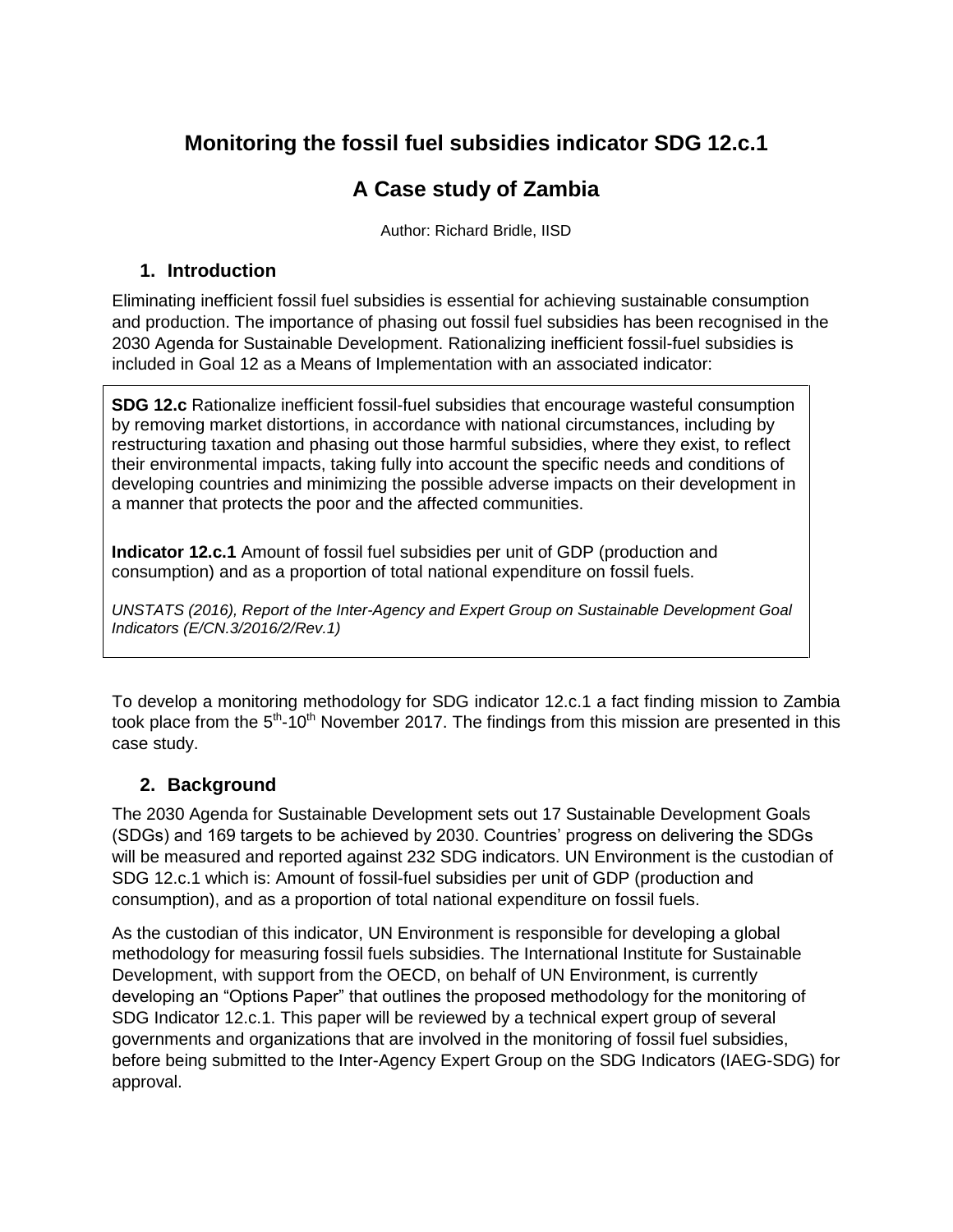# Monitoring the fossil fuel subsidies indicator SDG 12.c.1

# A Case study of Zambia

Author: Richard Bridle, IISD

## 1. Introduction

Eliminating inefficient fossil fuel subsidies is essential for achieving sustainable consumption and production. The importance of phasing out fossil fuel subsidies has been recognised in the 2030 Agenda for Sustainable Development. Rationalizing inefficient fossil-fuel subsidies is included in Goal 12 as a Means of Implementation with an associated indicator:

> **SDG 12.c** Rationalize inefficient fossil-fuel subsidies that encourage wasteful consumption by removing market distortions, in accordance with national circumstances, including by restructuring taxation and phasing out those harmful subsidies, where they exist, to reflect their environmental impacts, taking fully into account the specific needs and conditions of developing countries and minimizing the possible adverse impacts on their development in a manner that protects the poor and the affected communities.
>
> **Indicator 12.c.1** Amount of fossil fuel subsidies per unit of GDP (production and consumption) and as a proportion of total national expenditure on fossil fuels.
>
> *UNSTATS (2016), Report of the Inter-Agency and Expert Group on Sustainable Development Goal Indicators (E/CN.3/2016/2/Rev.1)*

To develop a monitoring methodology for SDG indicator 12.c.1 a fact finding mission to Zambia took place from the 5th-10th November 2017. The findings from this mission are presented in this case study.

## 2. Background

The 2030 Agenda for Sustainable Development sets out 17 Sustainable Development Goals (SDGs) and 169 targets to be achieved by 2030. Countries' progress on delivering the SDGs will be measured and reported against 232 SDG indicators. UN Environment is the custodian of SDG 12.c.1 which is: Amount of fossil-fuel subsidies per unit of GDP (production and consumption), and as a proportion of total national expenditure on fossil fuels.

As the custodian of this indicator, UN Environment is responsible for developing a global methodology for measuring fossil fuels subsidies. The International Institute for Sustainable Development, with support from the OECD, on behalf of UN Environment, is currently developing an "Options Paper" that outlines the proposed methodology for the monitoring of SDG Indicator 12.c.1. This paper will be reviewed by a technical expert group of several governments and organizations that are involved in the monitoring of fossil fuel subsidies, before being submitted to the Inter-Agency Expert Group on the SDG Indicators (IAEG-SDG) for approval.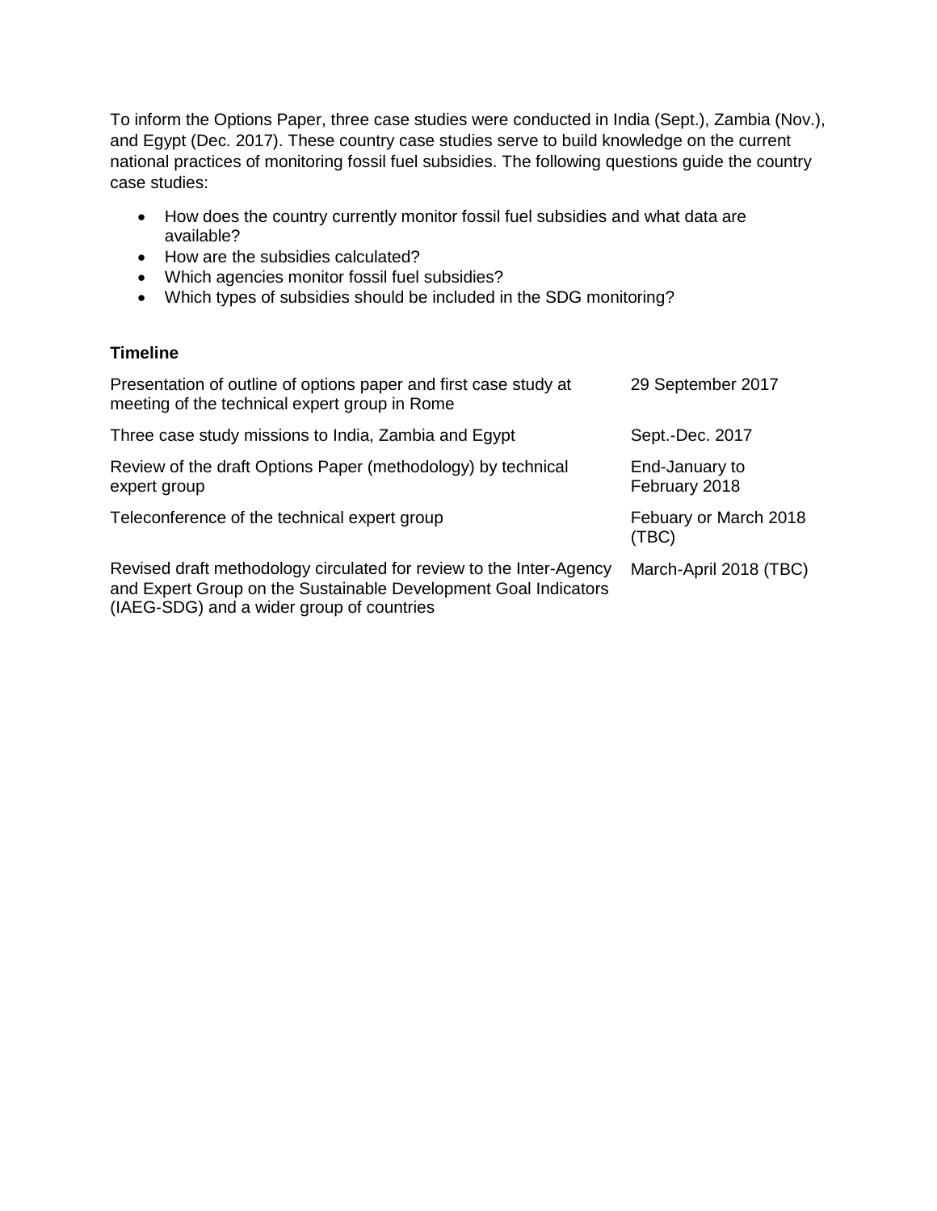To inform the Options Paper, three case studies were conducted in India (Sept.), Zambia (Nov.), and Egypt (Dec. 2017). These country case studies serve to build knowledge on the current national practices of monitoring fossil fuel subsidies. The following questions guide the country case studies:

- How does the country currently monitor fossil fuel subsidies and what data are available?
- How are the subsidies calculated?
- Which agencies monitor fossil fuel subsidies?
- Which types of subsidies should be included in the SDG monitoring?

### Timeline

| | |
|---|---|
| Presentation of outline of options paper and first case study at meeting of the technical expert group in Rome | 29 September 2017 |
| Three case study missions to India, Zambia and Egypt | Sept.-Dec. 2017 |
| Review of the draft Options Paper (methodology) by technical expert group | End-January to February 2018 |
| Teleconference of the technical expert group | Febuary or March 2018 (TBC) |
| Revised draft methodology circulated for review to the Inter-Agency and Expert Group on the Sustainable Development Goal Indicators (IAEG-SDG) and a wider group of countries | March-April 2018 (TBC) |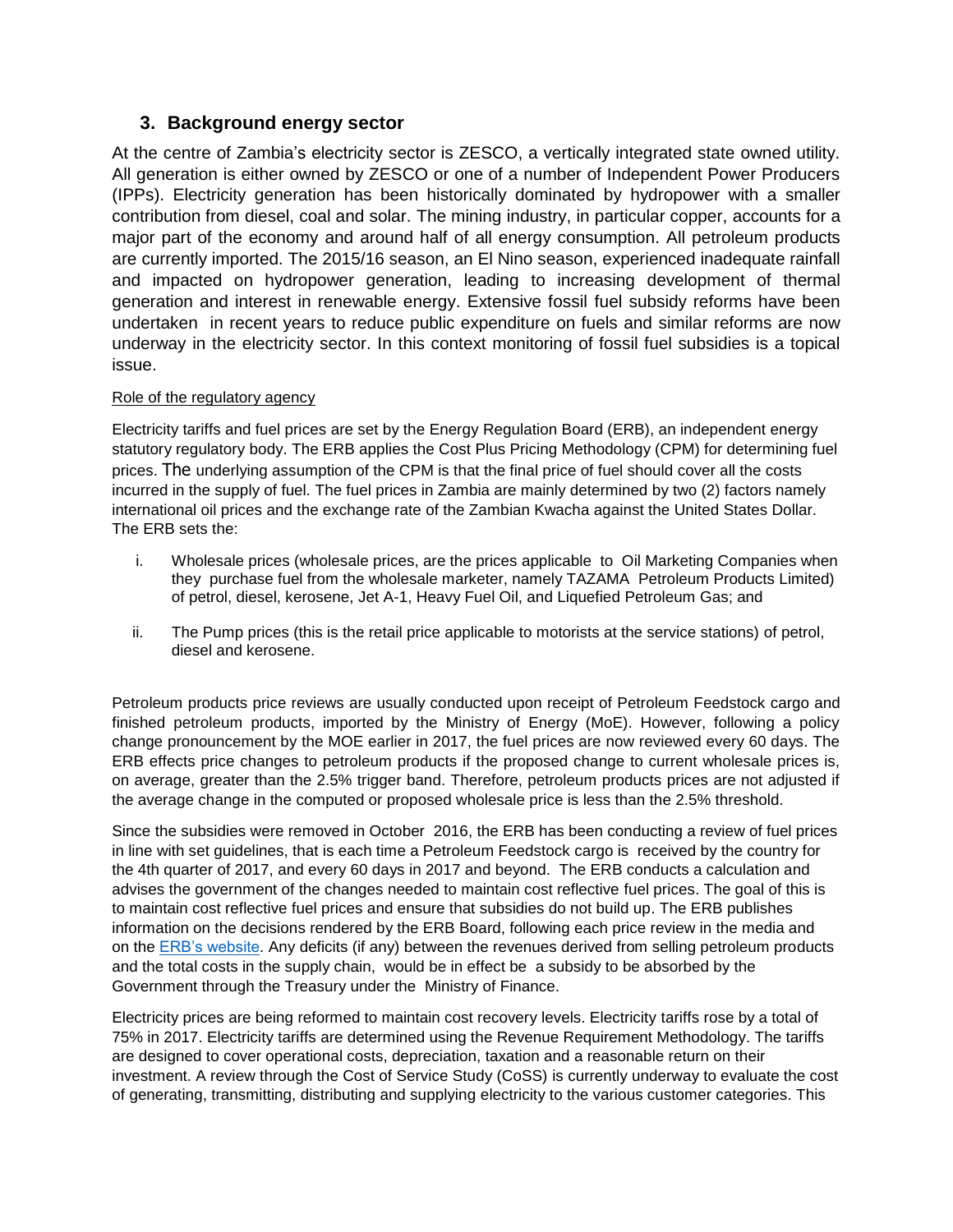## 3. Background energy sector

At the centre of Zambia's electricity sector is ZESCO, a vertically integrated state owned utility. All generation is either owned by ZESCO or one of a number of Independent Power Producers (IPPs). Electricity generation has been historically dominated by hydropower with a smaller contribution from diesel, coal and solar. The mining industry, in particular copper, accounts for a major part of the economy and around half of all energy consumption. All petroleum products are currently imported. The 2015/16 season, an El Nino season, experienced inadequate rainfall and impacted on hydropower generation, leading to increasing development of thermal generation and interest in renewable energy. Extensive fossil fuel subsidy reforms have been undertaken in recent years to reduce public expenditure on fuels and similar reforms are now underway in the electricity sector. In this context monitoring of fossil fuel subsidies is a topical issue.

Role of the regulatory agency

Electricity tariffs and fuel prices are set by the Energy Regulation Board (ERB), an independent energy statutory regulatory body. The ERB applies the Cost Plus Pricing Methodology (CPM) for determining fuel prices. The underlying assumption of the CPM is that the final price of fuel should cover all the costs incurred in the supply of fuel. The fuel prices in Zambia are mainly determined by two (2) factors namely international oil prices and the exchange rate of the Zambian Kwacha against the United States Dollar. The ERB sets the:

i. Wholesale prices (wholesale prices, are the prices applicable to Oil Marketing Companies when they purchase fuel from the wholesale marketer, namely TAZAMA Petroleum Products Limited) of petrol, diesel, kerosene, Jet A-1, Heavy Fuel Oil, and Liquefied Petroleum Gas; and

ii. The Pump prices (this is the retail price applicable to motorists at the service stations) of petrol, diesel and kerosene.

Petroleum products price reviews are usually conducted upon receipt of Petroleum Feedstock cargo and finished petroleum products, imported by the Ministry of Energy (MoE). However, following a policy change pronouncement by the MOE earlier in 2017, the fuel prices are now reviewed every 60 days. The ERB effects price changes to petroleum products if the proposed change to current wholesale prices is, on average, greater than the 2.5% trigger band. Therefore, petroleum products prices are not adjusted if the average change in the computed or proposed wholesale price is less than the 2.5% threshold.

Since the subsidies were removed in October 2016, the ERB has been conducting a review of fuel prices in line with set guidelines, that is each time a Petroleum Feedstock cargo is received by the country for the 4th quarter of 2017, and every 60 days in 2017 and beyond. The ERB conducts a calculation and advises the government of the changes needed to maintain cost reflective fuel prices. The goal of this is to maintain cost reflective fuel prices and ensure that subsidies do not build up. The ERB publishes information on the decisions rendered by the ERB Board, following each price review in the media and on the ERB's website. Any deficits (if any) between the revenues derived from selling petroleum products and the total costs in the supply chain, would be in effect be a subsidy to be absorbed by the Government through the Treasury under the Ministry of Finance.

Electricity prices are being reformed to maintain cost recovery levels. Electricity tariffs rose by a total of 75% in 2017. Electricity tariffs are determined using the Revenue Requirement Methodology. The tariffs are designed to cover operational costs, depreciation, taxation and a reasonable return on their investment. A review through the Cost of Service Study (CoSS) is currently underway to evaluate the cost of generating, transmitting, distributing and supplying electricity to the various customer categories. This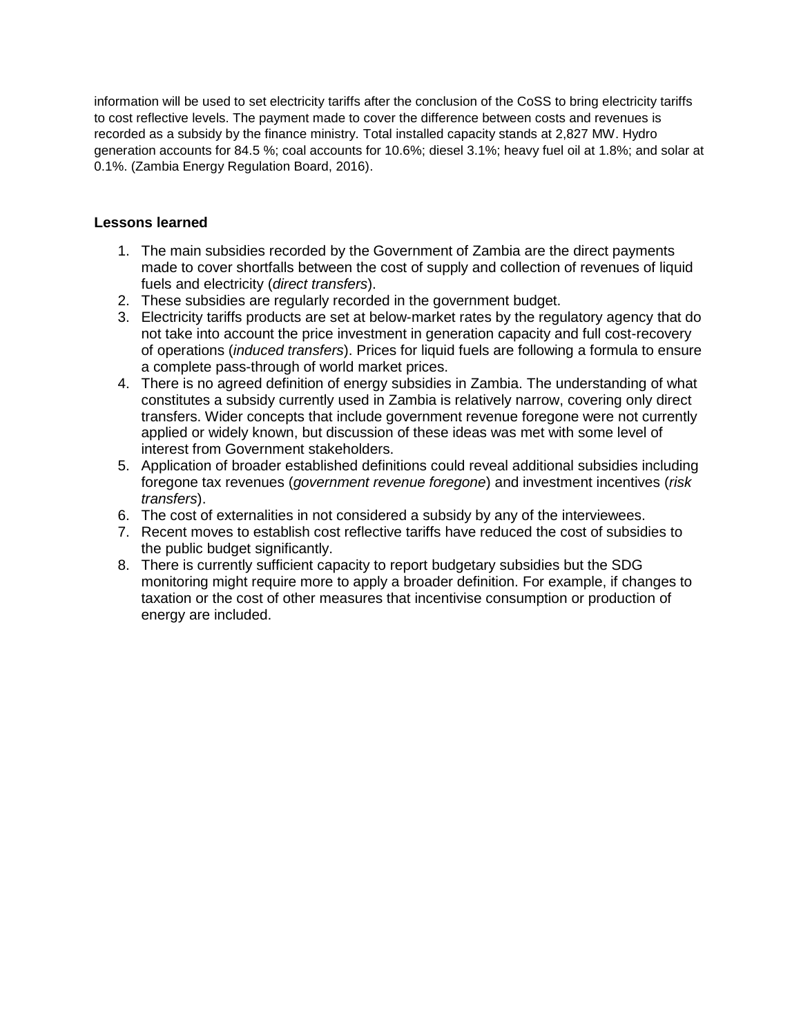information will be used to set electricity tariffs after the conclusion of the CoSS to bring electricity tariffs to cost reflective levels. The payment made to cover the difference between costs and revenues is recorded as a subsidy by the finance ministry. Total installed capacity stands at 2,827 MW. Hydro generation accounts for 84.5 %; coal accounts for 10.6%; diesel 3.1%; heavy fuel oil at 1.8%; and solar at 0.1%. (Zambia Energy Regulation Board, 2016).

**Lessons learned**

1. The main subsidies recorded by the Government of Zambia are the direct payments made to cover shortfalls between the cost of supply and collection of revenues of liquid fuels and electricity (*direct transfers*).
2. These subsidies are regularly recorded in the government budget.
3. Electricity tariffs products are set at below-market rates by the regulatory agency that do not take into account the price investment in generation capacity and full cost-recovery of operations (*induced transfers*). Prices for liquid fuels are following a formula to ensure a complete pass-through of world market prices.
4. There is no agreed definition of energy subsidies in Zambia. The understanding of what constitutes a subsidy currently used in Zambia is relatively narrow, covering only direct transfers. Wider concepts that include government revenue foregone were not currently applied or widely known, but discussion of these ideas was met with some level of interest from Government stakeholders.
5. Application of broader established definitions could reveal additional subsidies including foregone tax revenues (*government revenue foregone*) and investment incentives (*risk transfers*).
6. The cost of externalities in not considered a subsidy by any of the interviewees.
7. Recent moves to establish cost reflective tariffs have reduced the cost of subsidies to the public budget significantly.
8. There is currently sufficient capacity to report budgetary subsidies but the SDG monitoring might require more to apply a broader definition. For example, if changes to taxation or the cost of other measures that incentivise consumption or production of energy are included.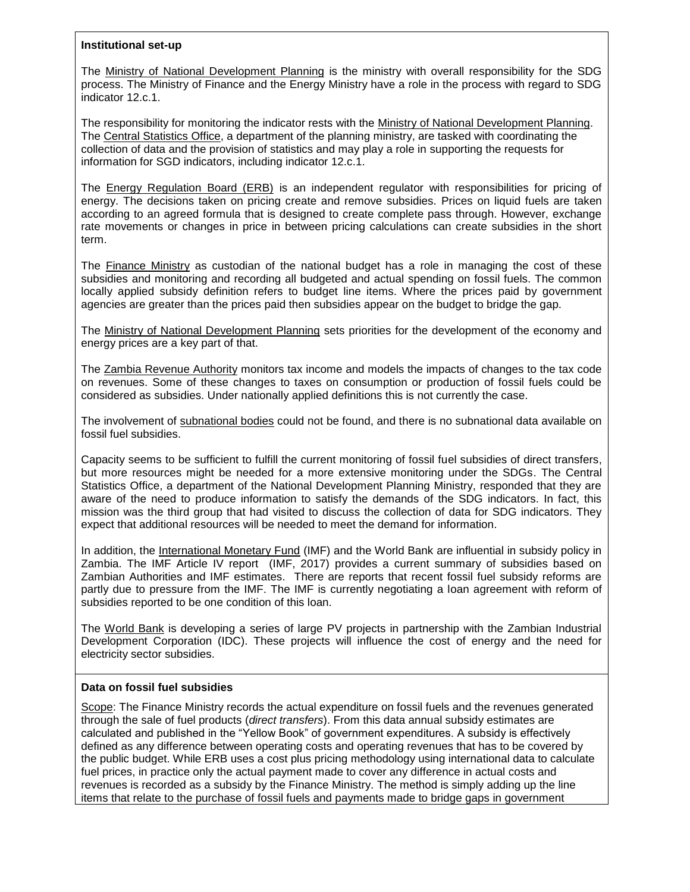**Institutional set-up**

The Ministry of National Development Planning is the ministry with overall responsibility for the SDG process. The Ministry of Finance and the Energy Ministry have a role in the process with regard to SDG indicator 12.c.1.

The responsibility for monitoring the indicator rests with the Ministry of National Development Planning. The Central Statistics Office, a department of the planning ministry, are tasked with coordinating the collection of data and the provision of statistics and may play a role in supporting the requests for information for SGD indicators, including indicator 12.c.1.

The Energy Regulation Board (ERB) is an independent regulator with responsibilities for pricing of energy. The decisions taken on pricing create and remove subsidies. Prices on liquid fuels are taken according to an agreed formula that is designed to create complete pass through. However, exchange rate movements or changes in price in between pricing calculations can create subsidies in the short term.

The Finance Ministry as custodian of the national budget has a role in managing the cost of these subsidies and monitoring and recording all budgeted and actual spending on fossil fuels. The common locally applied subsidy definition refers to budget line items. Where the prices paid by government agencies are greater than the prices paid then subsidies appear on the budget to bridge the gap.

The Ministry of National Development Planning sets priorities for the development of the economy and energy prices are a key part of that.

The Zambia Revenue Authority monitors tax income and models the impacts of changes to the tax code on revenues. Some of these changes to taxes on consumption or production of fossil fuels could be considered as subsidies. Under nationally applied definitions this is not currently the case.

The involvement of subnational bodies could not be found, and there is no subnational data available on fossil fuel subsidies.

Capacity seems to be sufficient to fulfill the current monitoring of fossil fuel subsidies of direct transfers, but more resources might be needed for a more extensive monitoring under the SDGs. The Central Statistics Office, a department of the National Development Planning Ministry, responded that they are aware of the need to produce information to satisfy the demands of the SDG indicators. In fact, this mission was the third group that had visited to discuss the collection of data for SDG indicators. They expect that additional resources will be needed to meet the demand for information.

In addition, the International Monetary Fund (IMF) and the World Bank are influential in subsidy policy in Zambia. The IMF Article IV report (IMF, 2017) provides a current summary of subsidies based on Zambian Authorities and IMF estimates. There are reports that recent fossil fuel subsidy reforms are partly due to pressure from the IMF. The IMF is currently negotiating a loan agreement with reform of subsidies reported to be one condition of this loan.

The World Bank is developing a series of large PV projects in partnership with the Zambian Industrial Development Corporation (IDC). These projects will influence the cost of energy and the need for electricity sector subsidies.

**Data on fossil fuel subsidies**

Scope: The Finance Ministry records the actual expenditure on fossil fuels and the revenues generated through the sale of fuel products (*direct transfers*). From this data annual subsidy estimates are calculated and published in the "Yellow Book" of government expenditures. A subsidy is effectively defined as any difference between operating costs and operating revenues that has to be covered by the public budget. While ERB uses a cost plus pricing methodology using international data to calculate fuel prices, in practice only the actual payment made to cover any difference in actual costs and revenues is recorded as a subsidy by the Finance Ministry. The method is simply adding up the line items that relate to the purchase of fossil fuels and payments made to bridge gaps in government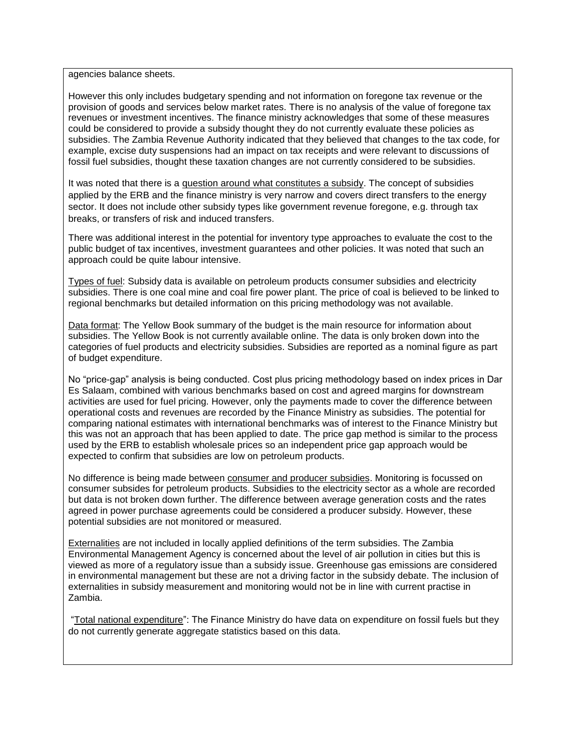agencies balance sheets.

However this only includes budgetary spending and not information on foregone tax revenue or the provision of goods and services below market rates. There is no analysis of the value of foregone tax revenues or investment incentives. The finance ministry acknowledges that some of these measures could be considered to provide a subsidy thought they do not currently evaluate these policies as subsidies. The Zambia Revenue Authority indicated that they believed that changes to the tax code, for example, excise duty suspensions had an impact on tax receipts and were relevant to discussions of fossil fuel subsidies, thought these taxation changes are not currently considered to be subsidies.

It was noted that there is a question around what constitutes a subsidy. The concept of subsidies applied by the ERB and the finance ministry is very narrow and covers direct transfers to the energy sector. It does not include other subsidy types like government revenue foregone, e.g. through tax breaks, or transfers of risk and induced transfers.

There was additional interest in the potential for inventory type approaches to evaluate the cost to the public budget of tax incentives, investment guarantees and other policies. It was noted that such an approach could be quite labour intensive.

Types of fuel: Subsidy data is available on petroleum products consumer subsidies and electricity subsidies. There is one coal mine and coal fire power plant. The price of coal is believed to be linked to regional benchmarks but detailed information on this pricing methodology was not available.

Data format: The Yellow Book summary of the budget is the main resource for information about subsidies. The Yellow Book is not currently available online. The data is only broken down into the categories of fuel products and electricity subsidies. Subsidies are reported as a nominal figure as part of budget expenditure.

No "price-gap" analysis is being conducted. Cost plus pricing methodology based on index prices in Dar Es Salaam, combined with various benchmarks based on cost and agreed margins for downstream activities are used for fuel pricing. However, only the payments made to cover the difference between operational costs and revenues are recorded by the Finance Ministry as subsidies. The potential for comparing national estimates with international benchmarks was of interest to the Finance Ministry but this was not an approach that has been applied to date. The price gap method is similar to the process used by the ERB to establish wholesale prices so an independent price gap approach would be expected to confirm that subsidies are low on petroleum products.

No difference is being made between consumer and producer subsidies. Monitoring is focussed on consumer subsides for petroleum products. Subsidies to the electricity sector as a whole are recorded but data is not broken down further. The difference between average generation costs and the rates agreed in power purchase agreements could be considered a producer subsidy. However, these potential subsidies are not monitored or measured.

Externalities are not included in locally applied definitions of the term subsidies. The Zambia Environmental Management Agency is concerned about the level of air pollution in cities but this is viewed as more of a regulatory issue than a subsidy issue. Greenhouse gas emissions are considered in environmental management but these are not a driving factor in the subsidy debate. The inclusion of externalities in subsidy measurement and monitoring would not be in line with current practise in Zambia.

"Total national expenditure": The Finance Ministry do have data on expenditure on fossil fuels but they do not currently generate aggregate statistics based on this data.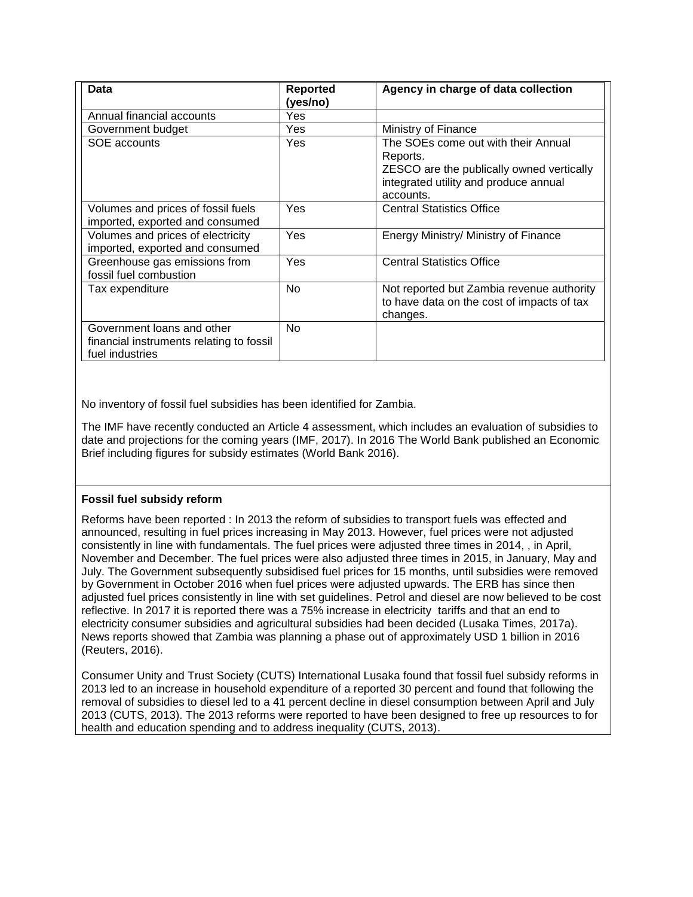| Data | Reported (yes/no) | Agency in charge of data collection |
|---|---|---|
| Annual financial accounts | Yes | |
| Government budget | Yes | Ministry of Finance |
| SOE accounts | Yes | The SOEs come out with their Annual Reports. ZESCO are the publically owned vertically integrated utility and produce annual accounts. |
| Volumes and prices of fossil fuels imported, exported and consumed | Yes | Central Statistics Office |
| Volumes and prices of electricity imported, exported and consumed | Yes | Energy Ministry/ Ministry of Finance |
| Greenhouse gas emissions from fossil fuel combustion | Yes | Central Statistics Office |
| Tax expenditure | No | Not reported but Zambia revenue authority to have data on the cost of impacts of tax changes. |
| Government loans and other financial instruments relating to fossil fuel industries | No | |

No inventory of fossil fuel subsidies has been identified for Zambia.

The IMF have recently conducted an Article 4 assessment, which includes an evaluation of subsidies to date and projections for the coming years (IMF, 2017). In 2016 The World Bank published an Economic Brief including figures for subsidy estimates (World Bank 2016).

**Fossil fuel subsidy reform**

Reforms have been reported : In 2013 the reform of subsidies to transport fuels was effected and announced, resulting in fuel prices increasing in May 2013. However, fuel prices were not adjusted consistently in line with fundamentals. The fuel prices were adjusted three times in 2014, , in April, November and December. The fuel prices were also adjusted three times in 2015, in January, May and July. The Government subsequently subsidised fuel prices for 15 months, until subsidies were removed by Government in October 2016 when fuel prices were adjusted upwards. The ERB has since then adjusted fuel prices consistently in line with set guidelines. Petrol and diesel are now believed to be cost reflective. In 2017 it is reported there was a 75% increase in electricity tariffs and that an end to electricity consumer subsidies and agricultural subsidies had been decided (Lusaka Times, 2017a). News reports showed that Zambia was planning a phase out of approximately USD 1 billion in 2016 (Reuters, 2016).

Consumer Unity and Trust Society (CUTS) International Lusaka found that fossil fuel subsidy reforms in 2013 led to an increase in household expenditure of a reported 30 percent and found that following the removal of subsidies to diesel led to a 41 percent decline in diesel consumption between April and July 2013 (CUTS, 2013). The 2013 reforms were reported to have been designed to free up resources to for health and education spending and to address inequality (CUTS, 2013).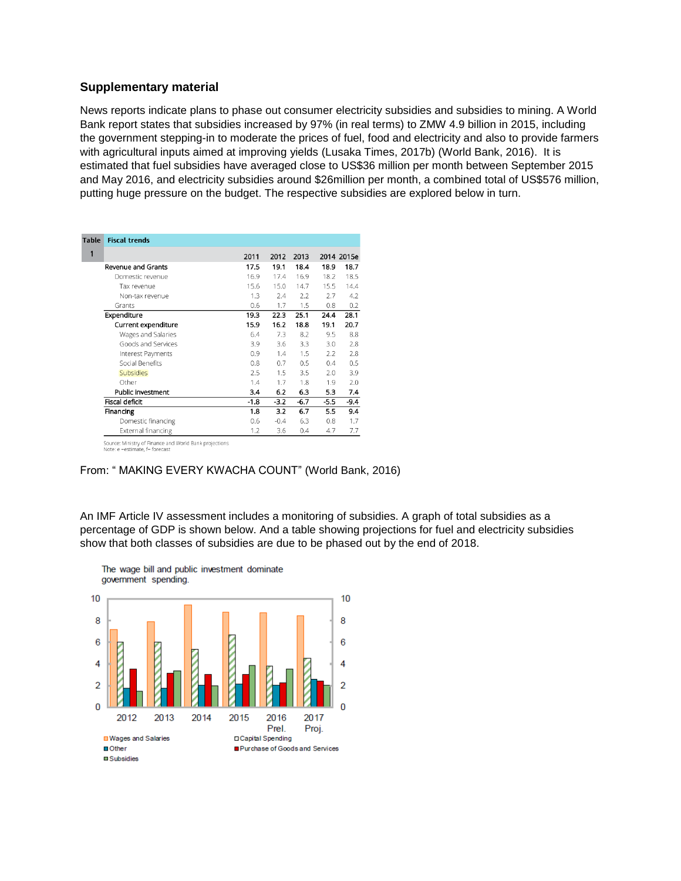### Supplementary material

News reports indicate plans to phase out consumer electricity subsidies and subsidies to mining. A World Bank report states that subsidies increased by 97% (in real terms) to ZMW 4.9 billion in 2015, including the government stepping-in to moderate the prices of fuel, food and electricity and also to provide farmers with agricultural inputs aimed at improving yields (Lusaka Times, 2017b) (World Bank, 2016). It is estimated that fuel subsidies have averaged close to US$36 million per month between September 2015 and May 2016, and electricity subsidies around $26million per month, a combined total of US$576 million, putting huge pressure on the budget. The respective subsidies are explored below in turn.

**Table 1 Fiscal trends**

| | 2011 | 2012 | 2013 | 2014 | 2015e |
|---|---|---|---|---|---|
| **Revenue and Grants** | **17.5** | **19.1** | **18.4** | **18.9** | **18.7** |
| Domestic revenue | 16.9 | 17.4 | 16.9 | 18.2 | 18.5 |
| Tax revenue | 15.6 | 15.0 | 14.7 | 15.5 | 14.4 |
| Non-tax revenue | 1.3 | 2.4 | 2.2 | 2.7 | 4.2 |
| Grants | 0.6 | 1.7 | 1.5 | 0.8 | 0.2 |
| **Expenditure** | **19.3** | **22.3** | **25.1** | **24.4** | **28.1** |
| **Current expenditure** | **15.9** | **16.2** | **18.8** | **19.1** | **20.7** |
| Wages and Salaries | 6.4 | 7.3 | 8.2 | 9.5 | 8.8 |
| Goods and Services | 3.9 | 3.6 | 3.3 | 3.0 | 2.8 |
| Interest Payments | 0.9 | 1.4 | 1.5 | 2.2 | 2.8 |
| Social Benefits | 0.8 | 0.7 | 0.5 | 0.4 | 0.5 |
| Subsidies | 2.5 | 1.5 | 3.5 | 2.0 | 3.9 |
| Other | 1.4 | 1.7 | 1.8 | 1.9 | 2.0 |
| **Public Investment** | **3.4** | **6.2** | **6.3** | **5.3** | **7.4** |
| **Fiscal deficit** | **-1.8** | **-3.2** | **-6.7** | **-5.5** | **-9.4** |
| **Financing** | **1.8** | **3.2** | **6.7** | **5.5** | **9.4** |
| Domestic financing | 0.6 | -0.4 | 6.3 | 0.8 | 1.7 |
| External financing | 1.2 | 3.6 | 0.4 | 4.7 | 7.7 |

Source: Ministry of Finance and World Bank projections
Note: e =estimate, f= forecast

From: " MAKING EVERY KWACHA COUNT" (World Bank, 2016)

An IMF Article IV assessment includes a monitoring of subsidies. A graph of total subsidies as a percentage of GDP is shown below. And a table showing projections for fuel and electricity subsidies show that both classes of subsidies are due to be phased out by the end of 2018.

The wage bill and public investment dominate government spending.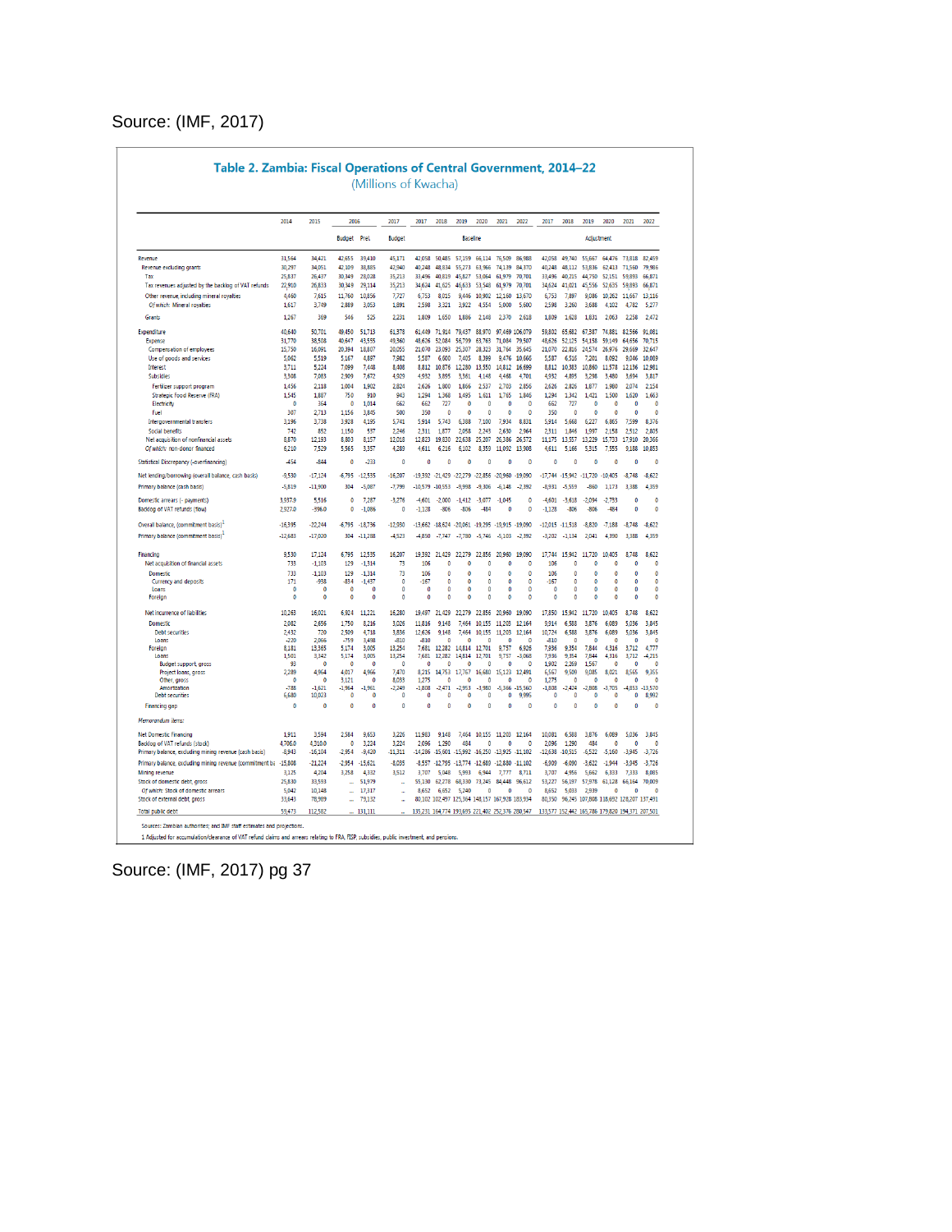Source: (IMF, 2017)

## Table 2. Zambia: Fiscal Operations of Central Government, 2014–22

(Millions of Kwacha)

| | 2014 | 2015 | 2016 | | 2017 | 2017 | 2018 | 2019 | 2020 | 2021 | 2022 | 2017 | 2018 | 2019 | 2020 | 2021 | 2022 |
|---|---|---|---|---|---|---|---|---|---|---|---|---|---|---|---|---|---|
| | | | Budget | Prel. | Budget | Baseline | | | | | | Adjustment | | | | | |
| Revenue | 31,564 | 34,421 | 42,655 | 39,410 | 45,171 | 42,058 | 50,485 | 57,159 | 66,114 | 76,509 | 86,988 | 42,058 | 49,740 | 55,667 | 64,476 | 73,818 | 82,459 |
| Revenue excluding grants | 30,297 | 34,051 | 42,109 | 38,885 | 42,940 | 40,248 | 48,834 | 55,273 | 63,966 | 74,139 | 84,370 | 40,248 | 48,112 | 53,836 | 62,413 | 71,560 | 79,986 |
| Tax | 25,837 | 26,437 | 30,349 | 28,028 | 35,213 | 33,496 | 40,819 | 45,827 | 53,064 | 61,979 | 70,701 | 33,496 | 40,215 | 44,750 | 52,151 | 59,893 | 66,871 |
| Tax revenues adjusted by the backlog of VAT refunds | 22,910 | 26,833 | 30,349 | 29,114 | 35,213 | 34,624 | 41,625 | 46,633 | 53,548 | 61,979 | 70,701 | 34,624 | 41,021 | 45,556 | 52,635 | 59,893 | 66,871 |
| Other revenue, including mineral royalties | 4,460 | 7,615 | 11,760 | 10,856 | 7,727 | 6,753 | 8,015 | 9,446 | 10,902 | 12,160 | 13,670 | 6,753 | 7,897 | 9,086 | 10,262 | 11,667 | 13,116 |
| *Of which:* Mineral royalties | 1,617 | 3,749 | 2,889 | 3,053 | 1,891 | 2,598 | 3,321 | 3,922 | 4,554 | 5,000 | 5,600 | 2,598 | 3,260 | 3,688 | 4,102 | 4,782 | 5,277 |
| Grants | 1,267 | 369 | 546 | 525 | 2,231 | 1,809 | 1,650 | 1,886 | 2,148 | 2,370 | 2,618 | 1,809 | 1,628 | 1,831 | 2,063 | 2,258 | 2,472 |
| Expenditure | 40,640 | 50,701 | 49,450 | 51,713 | 61,378 | 61,449 | 71,914 | 79,437 | 88,970 | 97,469 | 106,079 | 59,802 | 65,682 | 67,387 | 74,881 | 82,566 | 91,081 |
| Expense | 31,770 | 38,508 | 40,647 | 43,555 | 49,360 | 48,626 | 52,084 | 56,799 | 63,763 | 71,084 | 79,507 | 48,626 | 52,125 | 54,158 | 59,149 | 64,656 | 70,715 |
| Compensation of employees | 15,750 | 16,091 | 20,394 | 18,807 | 20,055 | 21,070 | 23,093 | 25,307 | 28,323 | 31,764 | 35,645 | 21,070 | 22,816 | 24,574 | 26,976 | 29,669 | 32,647 |
| Use of goods and services | 5,062 | 5,519 | 5,167 | 4,897 | 7,982 | 5,587 | 6,600 | 7,405 | 8,399 | 9,476 | 10,666 | 5,587 | 6,516 | 7,201 | 8,092 | 9,046 | 10,009 |
| Interest | 3,711 | 5,224 | 7,099 | 7,448 | 8,408 | 8,812 | 10,876 | 12,280 | 13,550 | 14,812 | 16,699 | 8,812 | 10,383 | 10,860 | 11,578 | 12,136 | 12,981 |
| Subsidies | 3,308 | 7,083 | 2,909 | 7,672 | 4,929 | 4,932 | 3,895 | 3,561 | 4,148 | 4,468 | 4,701 | 4,932 | 4,895 | 3,298 | 3,480 | 3,694 | 3,817 |
| Fertilizer support program | 1,456 | 2,118 | 1,004 | 1,902 | 2,824 | 2,626 | 1,000 | 1,866 | 2,537 | 2,703 | 2,856 | 2,626 | 2,826 | 1,877 | 1,980 | 2,074 | 2,154 |
| Strategic Food Reserve (FRA) | 1,545 | 1,887 | 750 | 910 | 943 | 1,294 | 1,368 | 1,495 | 1,611 | 1,765 | 1,846 | 1,294 | 1,342 | 1,421 | 1,500 | 1,620 | 1,663 |
| Electricity | 0 | 364 | 0 | 1,014 | 662 | 662 | 727 | 0 | 0 | 0 | 0 | 662 | 727 | 0 | 0 | 0 | 0 |
| Fuel | 307 | 2,713 | 1,156 | 3,845 | 500 | 350 | 0 | 0 | 0 | 0 | 0 | 350 | 0 | 0 | 0 | 0 | 0 |
| Intergovernmental transfers | 3,196 | 3,738 | 3,928 | 4,195 | 5,741 | 5,914 | 5,743 | 6,388 | 7,100 | 7,934 | 8,831 | 5,914 | 5,668 | 6,227 | 6,865 | 7,599 | 8,376 |
| Social benefits | 742 | 852 | 1,150 | 537 | 2,246 | 2,311 | 1,877 | 2,058 | 2,243 | 2,630 | 2,964 | 2,311 | 1,846 | 1,997 | 2,158 | 2,512 | 2,805 |
| Net acquisition of nonfinancial assets | 8,870 | 12,193 | 8,803 | 8,157 | 12,018 | 12,823 | 19,830 | 22,638 | 25,207 | 26,386 | 26,572 | 11,175 | 13,557 | 13,229 | 15,733 | 17,910 | 20,366 |
| *Of which:* non-donor financed | 6,210 | 7,529 | 5,565 | 3,357 | 4,283 | 4,611 | 6,216 | 6,102 | 8,359 | 11,092 | 13,908 | 4,611 | 5,166 | 5,315 | 7,555 | 9,188 | 10,853 |
| Statistical Discrepancy (-overfinancing) | -454 | -844 | 0 | -233 | 0 | 0 | 0 | 0 | 0 | 0 | 0 | 0 | 0 | 0 | 0 | 0 | 0 |
| Net lending/borrowing (overall balance, cash basis) | -9,530 | -17,124 | -6,795 | -12,535 | -16,207 | -19,392 | -21,429 | -22,279 | -22,856 | -20,960 | -19,090 | -17,744 | -15,942 | -11,720 | -10,405 | -8,748 | -8,622 |
| Primary balance (cash basis) | -5,819 | -11,900 | 304 | -5,087 | -7,799 | -10,579 | -10,553 | -9,998 | -9,306 | -6,148 | -2,392 | -8,931 | -5,559 | -860 | 1,173 | 3,388 | 4,359 |
| Domestic arrears (- payments) | 3,937.9 | 5,516 | 0 | 7,287 | -3,276 | -4,601 | -2,000 | -1,412 | -3,077 | -1,045 | 0 | -4,601 | -3,618 | -2,094 | -2,733 | 0 | 0 |
| Backlog of VAT refunds (flow) | 2,927.0 | -396.0 | 0 | -1,086 | 0 | -1,128 | -806 | -806 | -484 | 0 | 0 | -1,128 | -806 | -806 | -484 | 0 | 0 |
| Overall balance (commitment basis)[1] | -16,395 | -22,244 | -6,795 | -18,736 | -12,930 | -13,662 | -18,624 | -20,061 | -19,295 | -19,915 | -19,090 | -12,015 | -11,518 | -8,820 | -7,188 | -8,748 | -8,622 |
| Primary balance (commitment basis)[1] | -12,683 | -17,020 | 304 | -11,288 | -4,523 | -4,850 | -7,747 | -7,780 | -5,746 | -5,103 | -2,392 | -3,202 | -1,134 | 2,041 | 4,390 | 3,388 | 4,359 |
| Financing | 9,530 | 17,124 | 6,795 | 12,535 | 16,207 | 19,392 | 21,429 | 22,279 | 22,856 | 20,960 | 19,090 | 17,744 | 15,942 | 11,720 | 10,405 | 8,748 | 8,622 |
| Net acquisition of financial assets | 733 | -1,103 | 129 | -1,314 | 73 | 106 | 0 | 0 | 0 | 0 | 0 | 106 | 0 | 0 | 0 | 0 | 0 |
| Domestic | 733 | -1,103 | 129 | -1,314 | 73 | 106 | 0 | 0 | 0 | 0 | 0 | 106 | 0 | 0 | 0 | 0 | 0 |
| Currency and deposits | 171 | -938 | -834 | -1,437 | 0 | -167 | 0 | 0 | 0 | 0 | 0 | -167 | 0 | 0 | 0 | 0 | 0 |
| Loans | 0 | 0 | 0 | 0 | 0 | 0 | 0 | 0 | 0 | 0 | 0 | 0 | 0 | 0 | 0 | 0 | 0 |
| Foreign | 0 | 0 | 0 | 0 | 0 | 0 | 0 | 0 | 0 | 0 | 0 | 0 | 0 | 0 | 0 | 0 | 0 |
| Net incurrence of liabilities | 10,263 | 16,021 | 6,924 | 11,221 | 16,280 | 19,497 | 21,429 | 22,279 | 22,856 | 20,960 | 19,090 | 17,850 | 15,942 | 11,720 | 10,405 | 8,748 | 8,622 |
| Domestic | 2,082 | 2,656 | 1,750 | 8,216 | 3,026 | 11,816 | 9,148 | 7,464 | 10,155 | 11,203 | 12,164 | 9,914 | 6,588 | 3,876 | 6,089 | 5,036 | 3,845 |
| Debt securities | 2,432 | 720 | 2,509 | 4,718 | 3,836 | 12,626 | 9,148 | 7,464 | 10,155 | 11,203 | 12,164 | 10,724 | 6,588 | 3,876 | 6,089 | 5,036 | 3,845 |
| Loans | -220 | 2,066 | -759 | 3,498 | -810 | -810 | 0 | 0 | 0 | 0 | 0 | -810 | 0 | 0 | 0 | 0 | 0 |
| Foreign | 8,181 | 13,365 | 5,174 | 3,005 | 13,254 | 7,681 | 12,282 | 14,814 | 12,701 | 9,757 | 6,926 | 7,936 | 9,354 | 7,844 | 4,316 | 3,712 | 4,777 |
| Loans | 1,501 | 3,342 | 5,174 | 3,005 | 13,254 | 7,681 | 12,282 | 14,814 | 12,701 | 9,757 | -3,068 | 7,936 | 9,354 | 7,844 | 4,316 | 3,712 | -4,215 |
| Budget support, gross | 93 | 0 | 0 | 0 | 0 | 0 | 0 | 0 | 0 | 0 | 0 | 1,902 | 2,269 | 1,567 | 0 | 0 | 0 |
| Project loans, gross | 2,289 | 4,964 | 4,017 | 4,966 | 7,470 | 8,215 | 14,753 | 17,767 | 16,680 | 15,123 | 12,491 | 6,567 | 9,509 | 9,085 | 8,021 | 8,565 | 9,355 |
| Other, gross | 0 | 0 | 3,121 | 0 | 8,033 | 1,275 | 0 | 0 | 0 | 0 | 0 | 1,275 | 0 | 0 | 0 | 0 | 0 |
| Amortization | -788 | -1,621 | -1,964 | -1,961 | -2,249 | -1,808 | -2,471 | -2,953 | -3,980 | -5,366 | -15,560 | -1,808 | -2,424 | -2,808 | -3,705 | -4,853 | -13,570 |
| Debt securities | 6,680 | 10,023 | 0 | 0 | 0 | 0 | 0 | 0 | 0 | 0 | 9,995 | 0 | 0 | 0 | 0 | 0 | 8,992 |
| Financing gap | 0 | 0 | 0 | 0 | 0 | 0 | 0 | 0 | 0 | 0 | 0 | 0 | 0 | 0 | 0 | 0 | 0 |
| *Memorandum items:* | | | | | | | | | | | | | | | | | |
| Net Domestic Financing | 1,911 | 3,594 | 2,584 | 9,653 | 3,226 | 11,983 | 9,148 | 7,464 | 10,155 | 11,203 | 12,164 | 10,081 | 6,588 | 3,876 | 6,089 | 5,036 | 3,845 |
| Backlog of VAT refunds (stock) | 4,706.0 | 4,310.0 | 0 | 3,224 | 3,224 | 2,096 | 1,290 | 484 | 0 | 0 | 0 | 2,096 | 1,290 | 484 | 0 | 0 | 0 |
| Primary balance, excluding mining revenue (cash basis) | -8,943 | -16,104 | -2,954 | -9,420 | -11,311 | -14,286 | -15,601 | -15,992 | -16,250 | -13,925 | -11,102 | -12,638 | -10,515 | -6,522 | -5,160 | -3,945 | -3,726 |
| Primary balance, excluding mining revenue (commitment basis) | -15,808 | -21,224 | -2,954 | -15,621 | -8,035 | -8,557 | -12,795 | -13,774 | -12,689 | -12,880 | -11,102 | -6,909 | -6,090 | -3,622 | -1,944 | -3,945 | -3,726 |
| Mining revenue | 3,125 | 4,204 | 3,258 | 4,332 | 3,512 | 3,707 | 5,048 | 5,993 | 6,944 | 7,777 | 8,711 | 3,707 | 4,956 | 5,662 | 6,333 | 7,333 | 8,085 |
| Stock of domestic debt, gross | 25,830 | 33,593 | ... | 51,979 | .. | 55,130 | 62,278 | 68,330 | 73,245 | 84,448 | 96,612 | 53,227 | 56,197 | 57,978 | 61,128 | 66,164 | 70,009 |
| *Of which:* Stock of domestic arrears | 5,042 | 10,148 | ... | 17,317 | .. | 8,652 | 6,652 | 5,240 | 0 | 0 | 0 | 8,652 | 5,033 | 2,939 | 0 | 0 | 0 |
| Stock of external debt, gross | 33,643 | 78,989 | ... | 79,132 | .. | 80,102 | 102,497 | 125,364 | 148,157 | 167,928 | 183,934 | 80,350 | 96,245 | 107,808 | 118,692 | 128,207 | 137,491 |
| Total public debt | 59,473 | 112,582 | ... | 131,111 | .. | 135,231 | 164,774 | 193,695 | 221,402 | 252,376 | 280,547 | 133,577 | 152,442 | 165,786 | 179,820 | 194,371 | 207,501 |

Sources: Zambian authorities; and IMF staff estimates and projections.

1 Adjusted for accumulation/clearance of VAT refund claims and arrears relating to FRA, FISP, subsidies, public investment, and pensions.

Source: (IMF, 2017) pg 37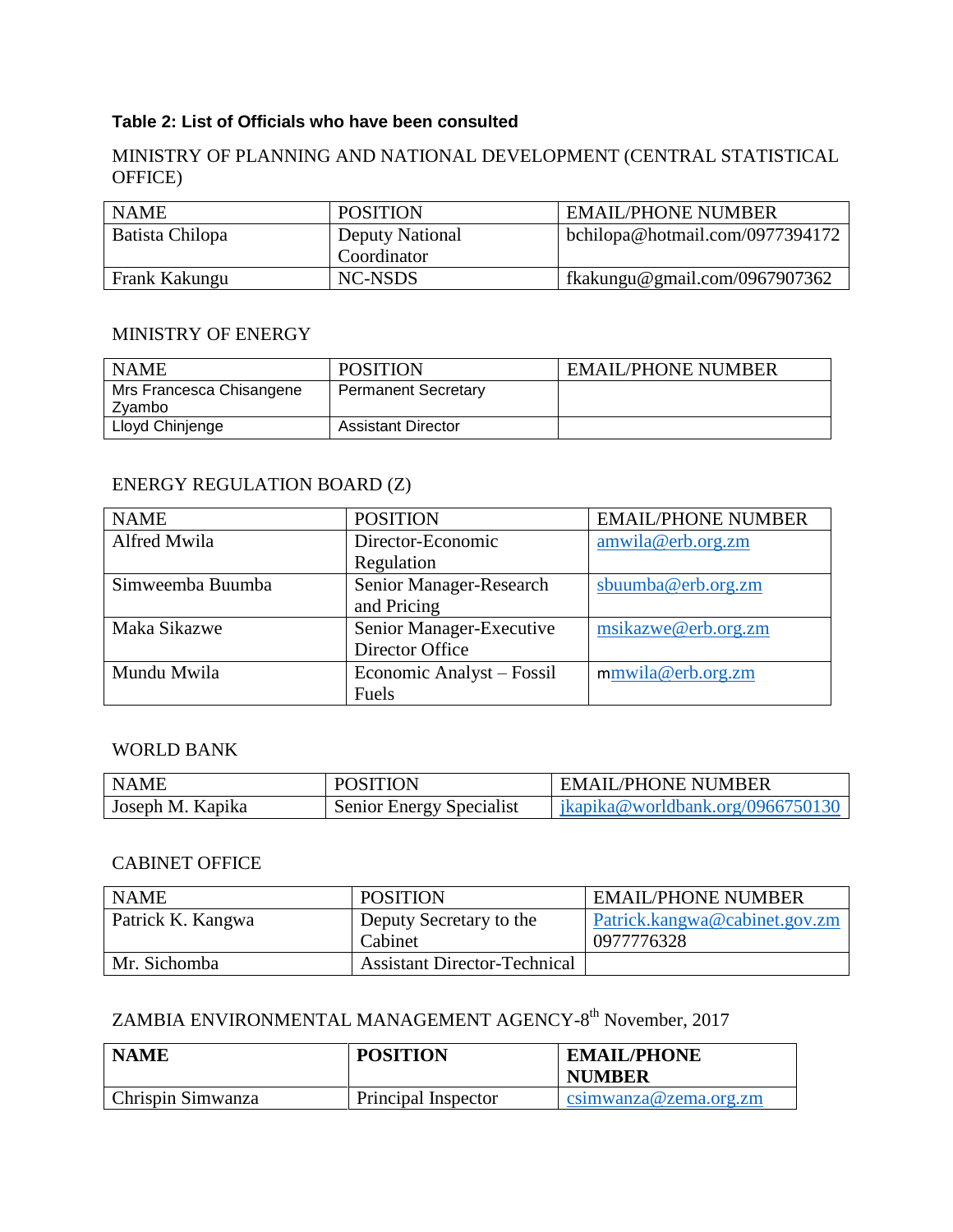**Table 2: List of Officials who have been consulted**

MINISTRY OF PLANNING AND NATIONAL DEVELOPMENT (CENTRAL STATISTICAL OFFICE)

| NAME | POSITION | EMAIL/PHONE NUMBER |
|---|---|---|
| Batista Chilopa | Deputy National Coordinator | bchilopa@hotmail.com/0977394172 |
| Frank Kakungu | NC-NSDS | fkakungu@gmail.com/0967907362 |

MINISTRY OF ENERGY

| NAME | POSITION | EMAIL/PHONE NUMBER |
|---|---|---|
| Mrs Francesca Chisangene Zyambo | Permanent Secretary | |
| Lloyd Chinjenge | Assistant Director | |

ENERGY REGULATION BOARD (Z)

| NAME | POSITION | EMAIL/PHONE NUMBER |
|---|---|---|
| Alfred Mwila | Director-Economic Regulation | amwila@erb.org.zm |
| Simweemba Buumba | Senior Manager-Research and Pricing | sbuumba@erb.org.zm |
| Maka Sikazwe | Senior Manager-Executive Director Office | msikazwe@erb.org.zm |
| Mundu Mwila | Economic Analyst – Fossil Fuels | mmwila@erb.org.zm |

WORLD BANK

| NAME | POSITION | EMAIL/PHONE NUMBER |
|---|---|---|
| Joseph M. Kapika | Senior Energy Specialist | jkapika@worldbank.org/0966750130 |

CABINET OFFICE

| NAME | POSITION | EMAIL/PHONE NUMBER |
|---|---|---|
| Patrick K. Kangwa | Deputy Secretary to the Cabinet | Patrick.kangwa@cabinet.gov.zm 0977776328 |
| Mr. Sichomba | Assistant Director-Technical | |

ZAMBIA ENVIRONMENTAL MANAGEMENT AGENCY-8th November, 2017

| **NAME** | **POSITION** | **EMAIL/PHONE NUMBER** |
|---|---|---|
| Chrispin Simwanza | Principal Inspector | csimwanza@zema.org.zm |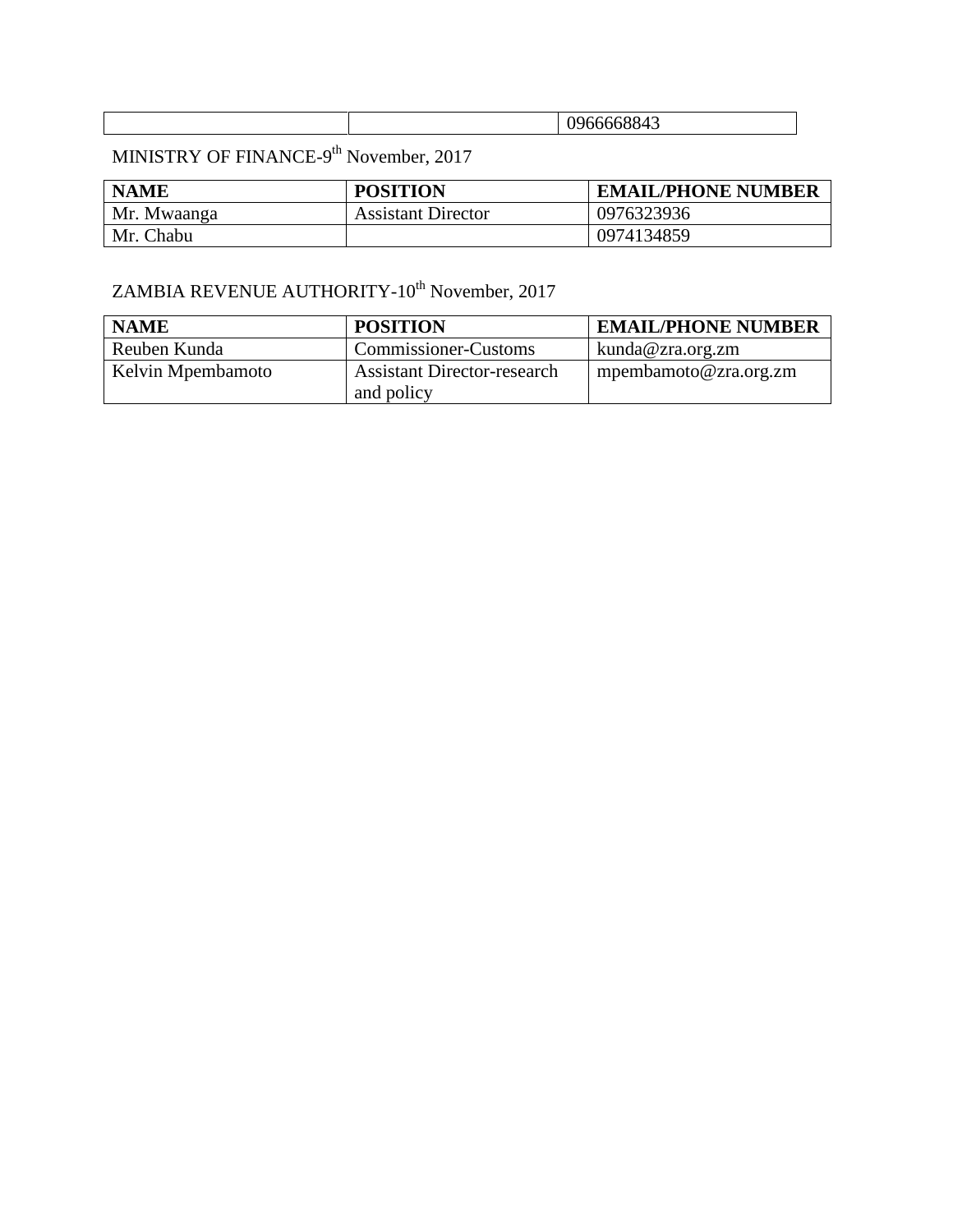| | | 0966668843 |
|---|---|---|

MINISTRY OF FINANCE-9th November, 2017

| NAME | POSITION | EMAIL/PHONE NUMBER |
|---|---|---|
| Mr. Mwaanga | Assistant Director | 0976323936 |
| Mr. Chabu | | 0974134859 |

ZAMBIA REVENUE AUTHORITY-10th November, 2017

| NAME | POSITION | EMAIL/PHONE NUMBER |
|---|---|---|
| Reuben Kunda | Commissioner-Customs | kunda@zra.org.zm |
| Kelvin Mpembamoto | Assistant Director-research and policy | mpembamoto@zra.org.zm |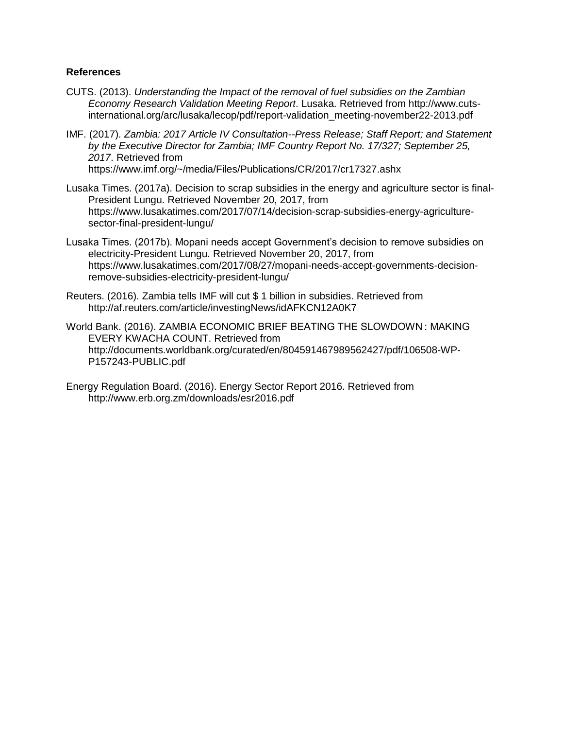**References**

CUTS. (2013). *Understanding the Impact of the removal of fuel subsidies on the Zambian Economy Research Validation Meeting Report*. Lusaka. Retrieved from http://www.cuts-international.org/arc/lusaka/lecop/pdf/report-validation_meeting-november22-2013.pdf

IMF. (2017). *Zambia: 2017 Article IV Consultation--Press Release; Staff Report; and Statement by the Executive Director for Zambia; IMF Country Report No. 17/327; September 25, 2017*. Retrieved from https://www.imf.org/~/media/Files/Publications/CR/2017/cr17327.ashx

Lusaka Times. (2017a). Decision to scrap subsidies in the energy and agriculture sector is final-President Lungu. Retrieved November 20, 2017, from https://www.lusakatimes.com/2017/07/14/decision-scrap-subsidies-energy-agriculture-sector-final-president-lungu/

Lusaka Times. (2017b). Mopani needs accept Government's decision to remove subsidies on electricity-President Lungu. Retrieved November 20, 2017, from https://www.lusakatimes.com/2017/08/27/mopani-needs-accept-governments-decision-remove-subsidies-electricity-president-lungu/

Reuters. (2016). Zambia tells IMF will cut $ 1 billion in subsidies. Retrieved from http://af.reuters.com/article/investingNews/idAFKCN12A0K7

World Bank. (2016). ZAMBIA ECONOMIC BRIEF BEATING THE SLOWDOWN : MAKING EVERY KWACHA COUNT. Retrieved from http://documents.worldbank.org/curated/en/804591467989562427/pdf/106508-WP-P157243-PUBLIC.pdf

Energy Regulation Board. (2016). Energy Sector Report 2016. Retrieved from http://www.erb.org.zm/downloads/esr2016.pdf